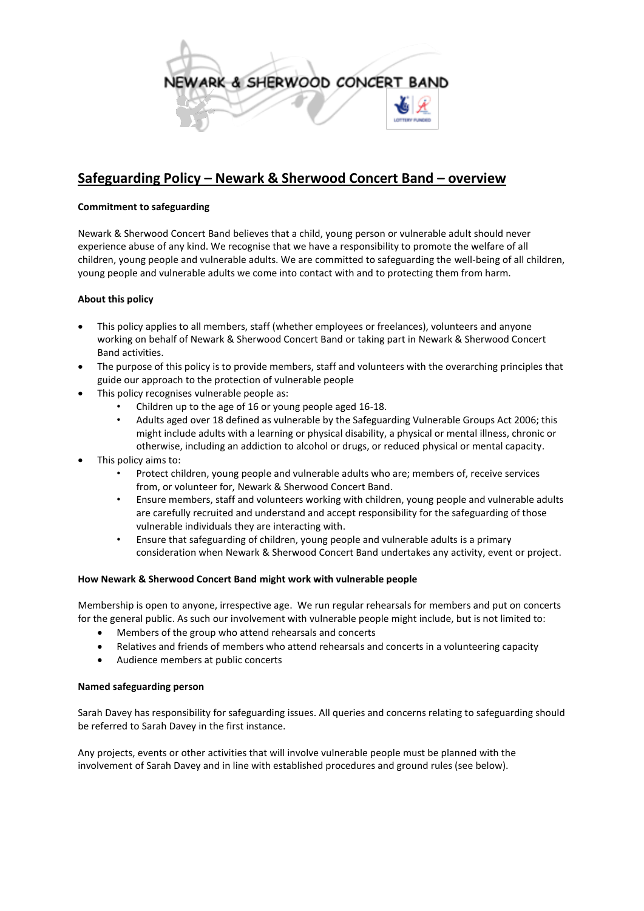# Safeguarding Policy – Newark & Sherwood Concert Band – overview

**Commitment to safeguarding**

Newark & Sherwood Concert Band believes that a child, young person or vulnerable adult should never experience abuse of any kind. We recognise that we have a responsibility to promote the welfare of all children, young people and vulnerable adults. We are committed to safeguarding the well-being of all children, young people and vulnerable adults we come into contact with and to protecting them from harm.

**About this policy**

- This policy applies to all members, staff (whether employees or freelances), volunteers and anyone working on behalf of Newark & Sherwood Concert Band or taking part in Newark & Sherwood Concert Band activities.
- The purpose of this policy is to provide members, staff and volunteers with the overarching principles that guide our approach to the protection of vulnerable people
- This policy recognises vulnerable people as:
  - Children up to the age of 16 or young people aged 16-18.
  - Adults aged over 18 defined as vulnerable by the Safeguarding Vulnerable Groups Act 2006; this might include adults with a learning or physical disability, a physical or mental illness, chronic or otherwise, including an addiction to alcohol or drugs, or reduced physical or mental capacity.
- This policy aims to:
  - Protect children, young people and vulnerable adults who are; members of, receive services from, or volunteer for, Newark & Sherwood Concert Band.
  - Ensure members, staff and volunteers working with children, young people and vulnerable adults are carefully recruited and understand and accept responsibility for the safeguarding of those vulnerable individuals they are interacting with.
  - Ensure that safeguarding of children, young people and vulnerable adults is a primary consideration when Newark & Sherwood Concert Band undertakes any activity, event or project.

**How Newark & Sherwood Concert Band might work with vulnerable people**

Membership is open to anyone, irrespective age. We run regular rehearsals for members and put on concerts for the general public. As such our involvement with vulnerable people might include, but is not limited to:

- Members of the group who attend rehearsals and concerts
- Relatives and friends of members who attend rehearsals and concerts in a volunteering capacity
- Audience members at public concerts

**Named safeguarding person**

Sarah Davey has responsibility for safeguarding issues. All queries and concerns relating to safeguarding should be referred to Sarah Davey in the first instance.

Any projects, events or other activities that will involve vulnerable people must be planned with the involvement of Sarah Davey and in line with established procedures and ground rules (see below).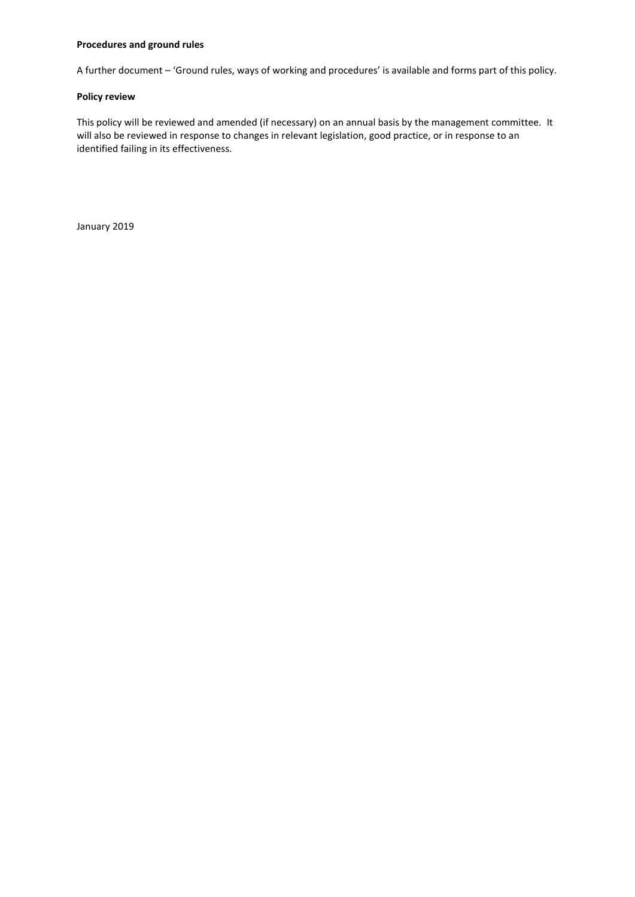**Procedures and ground rules**

A further document – 'Ground rules, ways of working and procedures' is available and forms part of this policy.

**Policy review**

This policy will be reviewed and amended (if necessary) on an annual basis by the management committee. It will also be reviewed in response to changes in relevant legislation, good practice, or in response to an identified failing in its effectiveness.

January 2019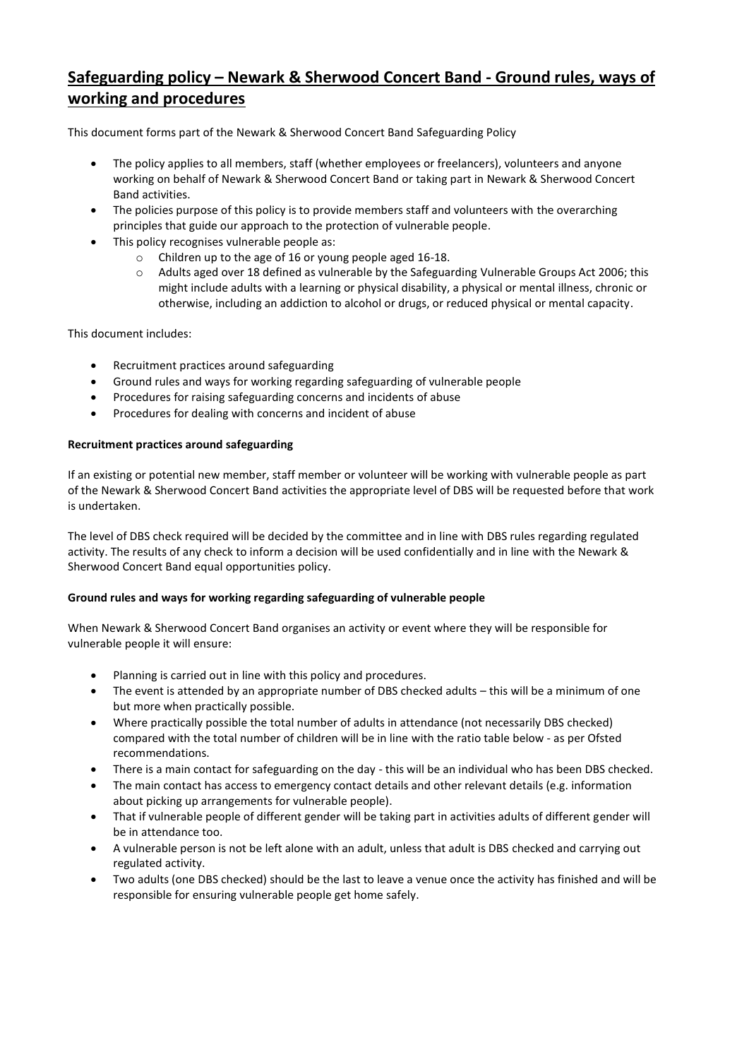# Safeguarding policy – Newark & Sherwood Concert Band - Ground rules, ways of working and procedures

This document forms part of the Newark & Sherwood Concert Band Safeguarding Policy

- The policy applies to all members, staff (whether employees or freelancers), volunteers and anyone working on behalf of Newark & Sherwood Concert Band or taking part in Newark & Sherwood Concert Band activities.
- The policies purpose of this policy is to provide members staff and volunteers with the overarching principles that guide our approach to the protection of vulnerable people.
- This policy recognises vulnerable people as:
  - Children up to the age of 16 or young people aged 16-18.
  - Adults aged over 18 defined as vulnerable by the Safeguarding Vulnerable Groups Act 2006; this might include adults with a learning or physical disability, a physical or mental illness, chronic or otherwise, including an addiction to alcohol or drugs, or reduced physical or mental capacity.

This document includes:

- Recruitment practices around safeguarding
- Ground rules and ways for working regarding safeguarding of vulnerable people
- Procedures for raising safeguarding concerns and incidents of abuse
- Procedures for dealing with concerns and incident of abuse

**Recruitment practices around safeguarding**

If an existing or potential new member, staff member or volunteer will be working with vulnerable people as part of the Newark & Sherwood Concert Band activities the appropriate level of DBS will be requested before that work is undertaken.

The level of DBS check required will be decided by the committee and in line with DBS rules regarding regulated activity. The results of any check to inform a decision will be used confidentially and in line with the Newark & Sherwood Concert Band equal opportunities policy.

**Ground rules and ways for working regarding safeguarding of vulnerable people**

When Newark & Sherwood Concert Band organises an activity or event where they will be responsible for vulnerable people it will ensure:

- Planning is carried out in line with this policy and procedures.
- The event is attended by an appropriate number of DBS checked adults – this will be a minimum of one but more when practically possible.
- Where practically possible the total number of adults in attendance (not necessarily DBS checked) compared with the total number of children will be in line with the ratio table below - as per Ofsted recommendations.
- There is a main contact for safeguarding on the day - this will be an individual who has been DBS checked.
- The main contact has access to emergency contact details and other relevant details (e.g. information about picking up arrangements for vulnerable people).
- That if vulnerable people of different gender will be taking part in activities adults of different gender will be in attendance too.
- A vulnerable person is not be left alone with an adult, unless that adult is DBS checked and carrying out regulated activity.
- Two adults (one DBS checked) should be the last to leave a venue once the activity has finished and will be responsible for ensuring vulnerable people get home safely.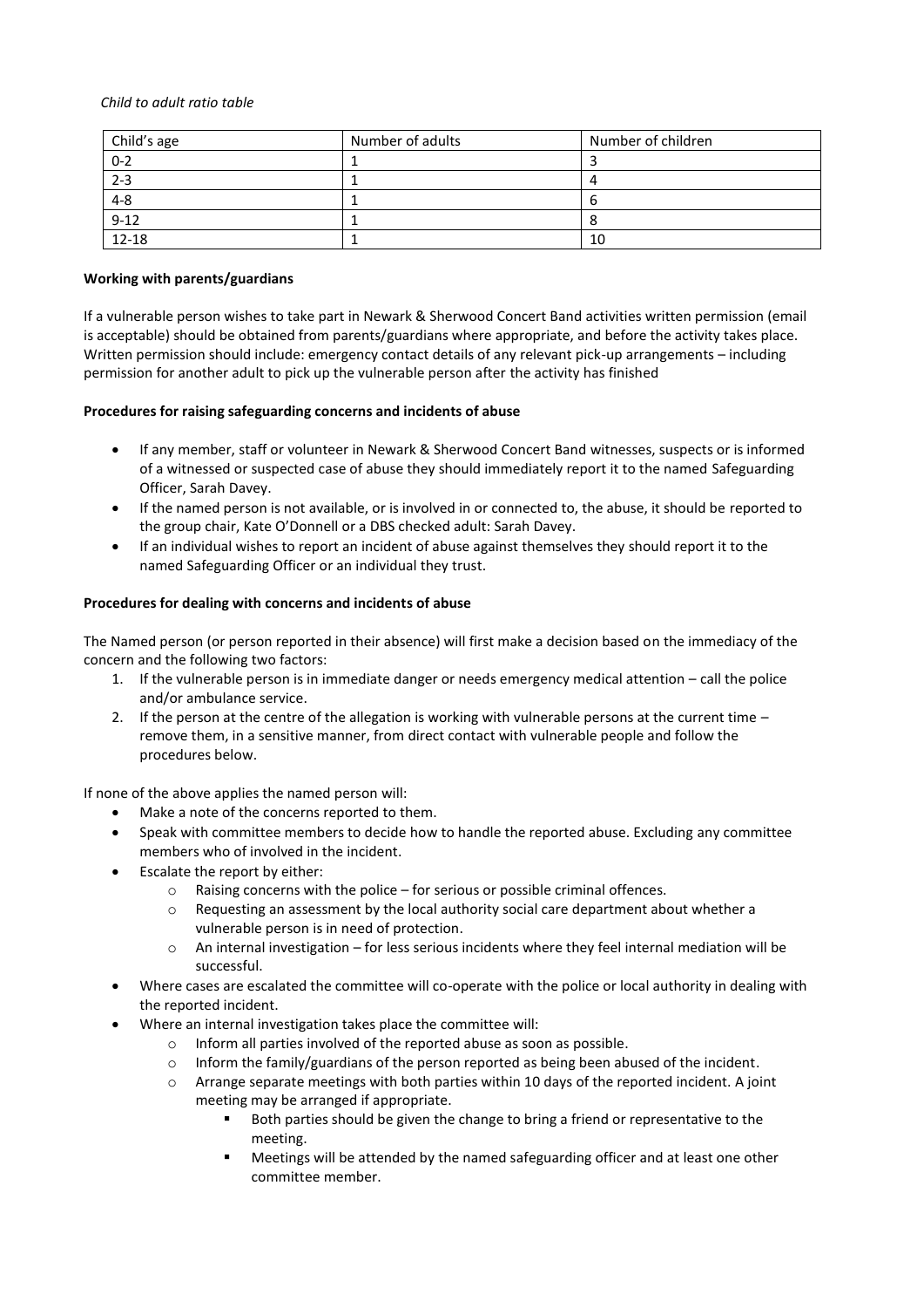*Child to adult ratio table*

| Child's age | Number of adults | Number of children |
|---|---|---|
| 0-2 | 1 | 3 |
| 2-3 | 1 | 4 |
| 4-8 | 1 | 6 |
| 9-12 | 1 | 8 |
| 12-18 | 1 | 10 |

**Working with parents/guardians**

If a vulnerable person wishes to take part in Newark & Sherwood Concert Band activities written permission (email is acceptable) should be obtained from parents/guardians where appropriate, and before the activity takes place. Written permission should include: emergency contact details of any relevant pick-up arrangements – including permission for another adult to pick up the vulnerable person after the activity has finished

**Procedures for raising safeguarding concerns and incidents of abuse**

- If any member, staff or volunteer in Newark & Sherwood Concert Band witnesses, suspects or is informed of a witnessed or suspected case of abuse they should immediately report it to the named Safeguarding Officer, Sarah Davey.
- If the named person is not available, or is involved in or connected to, the abuse, it should be reported to the group chair, Kate O'Donnell or a DBS checked adult: Sarah Davey.
- If an individual wishes to report an incident of abuse against themselves they should report it to the named Safeguarding Officer or an individual they trust.

**Procedures for dealing with concerns and incidents of abuse**

The Named person (or person reported in their absence) will first make a decision based on the immediacy of the concern and the following two factors:

1. If the vulnerable person is in immediate danger or needs emergency medical attention – call the police and/or ambulance service.
2. If the person at the centre of the allegation is working with vulnerable persons at the current time – remove them, in a sensitive manner, from direct contact with vulnerable people and follow the procedures below.

If none of the above applies the named person will:

- Make a note of the concerns reported to them.
- Speak with committee members to decide how to handle the reported abuse. Excluding any committee members who of involved in the incident.
- Escalate the report by either:
  - Raising concerns with the police – for serious or possible criminal offences.
  - Requesting an assessment by the local authority social care department about whether a vulnerable person is in need of protection.
  - An internal investigation – for less serious incidents where they feel internal mediation will be successful.
- Where cases are escalated the committee will co-operate with the police or local authority in dealing with the reported incident.
- Where an internal investigation takes place the committee will:
  - Inform all parties involved of the reported abuse as soon as possible.
  - Inform the family/guardians of the person reported as being been abused of the incident.
  - Arrange separate meetings with both parties within 10 days of the reported incident. A joint meeting may be arranged if appropriate.
    - Both parties should be given the change to bring a friend or representative to the meeting.
    - Meetings will be attended by the named safeguarding officer and at least one other committee member.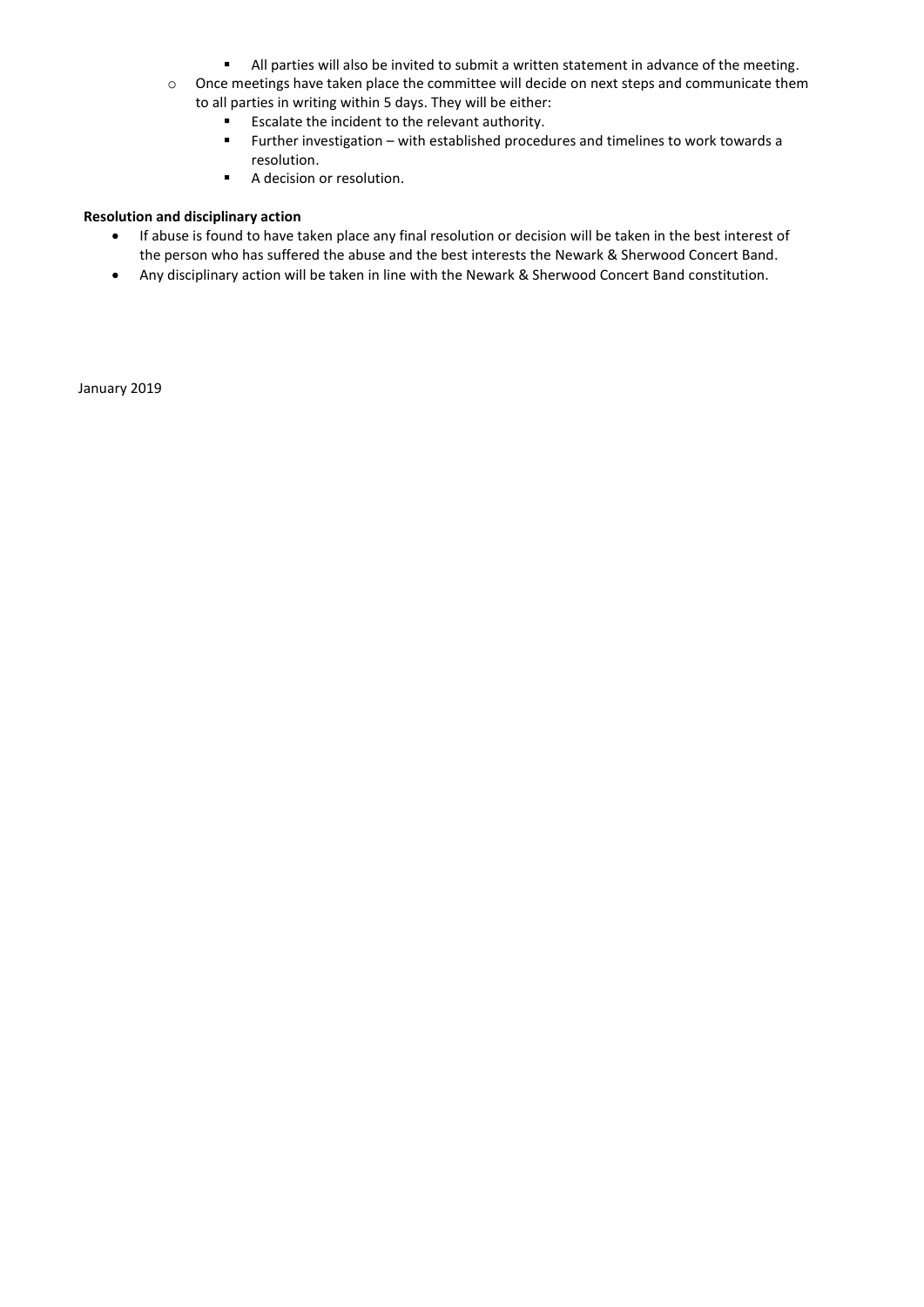- All parties will also be invited to submit a written statement in advance of the meeting.
    - Once meetings have taken place the committee will decide on next steps and communicate them to all parties in writing within 5 days. They will be either:
        - Escalate the incident to the relevant authority.
        - Further investigation – with established procedures and timelines to work towards a resolution.
        - A decision or resolution.

**Resolution and disciplinary action**

- If abuse is found to have taken place any final resolution or decision will be taken in the best interest of the person who has suffered the abuse and the best interests the Newark & Sherwood Concert Band.
- Any disciplinary action will be taken in line with the Newark & Sherwood Concert Band constitution.

January 2019